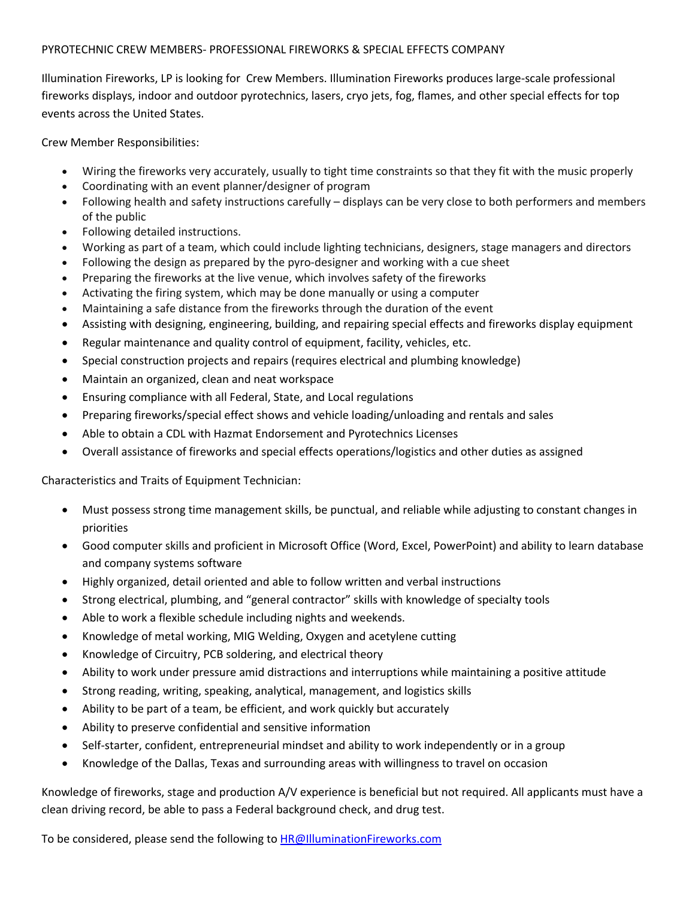PYROTECHNIC CREW MEMBERS- PROFESSIONAL FIREWORKS & SPECIAL EFFECTS COMPANY

Illumination Fireworks, LP is looking for  Crew Members. Illumination Fireworks produces large-scale professional fireworks displays, indoor and outdoor pyrotechnics, lasers, cryo jets, fog, flames, and other special effects for top events across the United States.

Crew Member Responsibilities:

- Wiring the fireworks very accurately, usually to tight time constraints so that they fit with the music properly
- Coordinating with an event planner/designer of program
- Following health and safety instructions carefully – displays can be very close to both performers and members of the public
- Following detailed instructions.
- Working as part of a team, which could include lighting technicians, designers, stage managers and directors
- Following the design as prepared by the pyro-designer and working with a cue sheet
- Preparing the fireworks at the live venue, which involves safety of the fireworks
- Activating the firing system, which may be done manually or using a computer
- Maintaining a safe distance from the fireworks through the duration of the event
- Assisting with designing, engineering, building, and repairing special effects and fireworks display equipment
- Regular maintenance and quality control of equipment, facility, vehicles, etc.
- Special construction projects and repairs (requires electrical and plumbing knowledge)
- Maintain an organized, clean and neat workspace
- Ensuring compliance with all Federal, State, and Local regulations
- Preparing fireworks/special effect shows and vehicle loading/unloading and rentals and sales
- Able to obtain a CDL with Hazmat Endorsement and Pyrotechnics Licenses
- Overall assistance of fireworks and special effects operations/logistics and other duties as assigned

Characteristics and Traits of Equipment Technician:

- Must possess strong time management skills, be punctual, and reliable while adjusting to constant changes in priorities
- Good computer skills and proficient in Microsoft Office (Word, Excel, PowerPoint) and ability to learn database and company systems software
- Highly organized, detail oriented and able to follow written and verbal instructions
- Strong electrical, plumbing, and "general contractor" skills with knowledge of specialty tools
- Able to work a flexible schedule including nights and weekends.
- Knowledge of metal working, MIG Welding, Oxygen and acetylene cutting
- Knowledge of Circuitry, PCB soldering, and electrical theory
- Ability to work under pressure amid distractions and interruptions while maintaining a positive attitude
- Strong reading, writing, speaking, analytical, management, and logistics skills
- Ability to be part of a team, be efficient, and work quickly but accurately
- Ability to preserve confidential and sensitive information
- Self-starter, confident, entrepreneurial mindset and ability to work independently or in a group
- Knowledge of the Dallas, Texas and surrounding areas with willingness to travel on occasion

Knowledge of fireworks, stage and production A/V experience is beneficial but not required. All applicants must have a clean driving record, be able to pass a Federal background check, and drug test.

To be considered, please send the following to [HR@IlluminationFireworks.com](mailto:HR@IlluminationFireworks.com)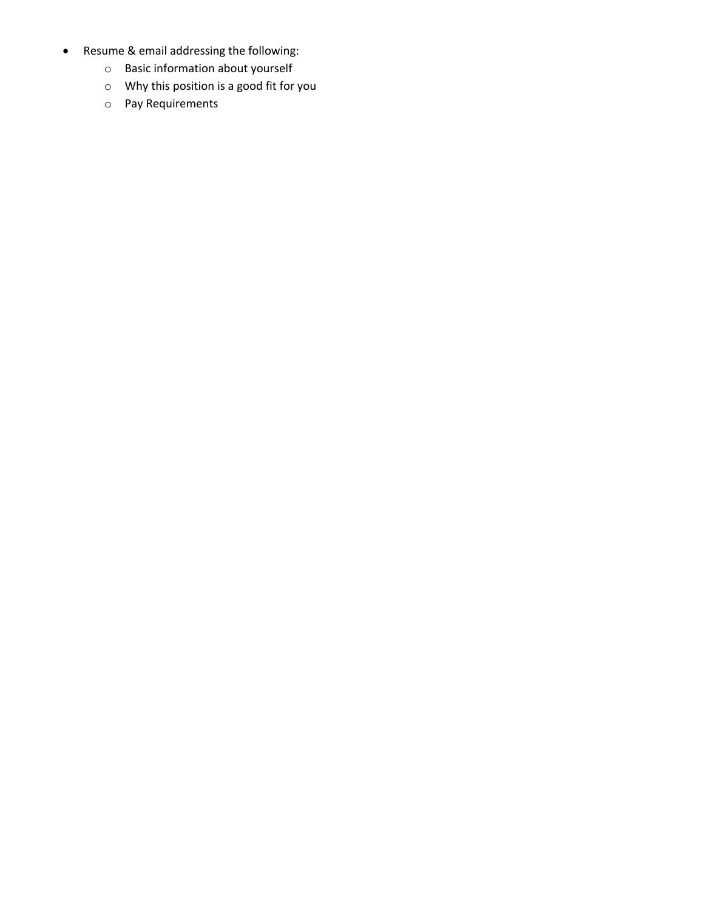- Resume & email addressing the following:
    - Basic information about yourself
    - Why this position is a good fit for you
    - Pay Requirements